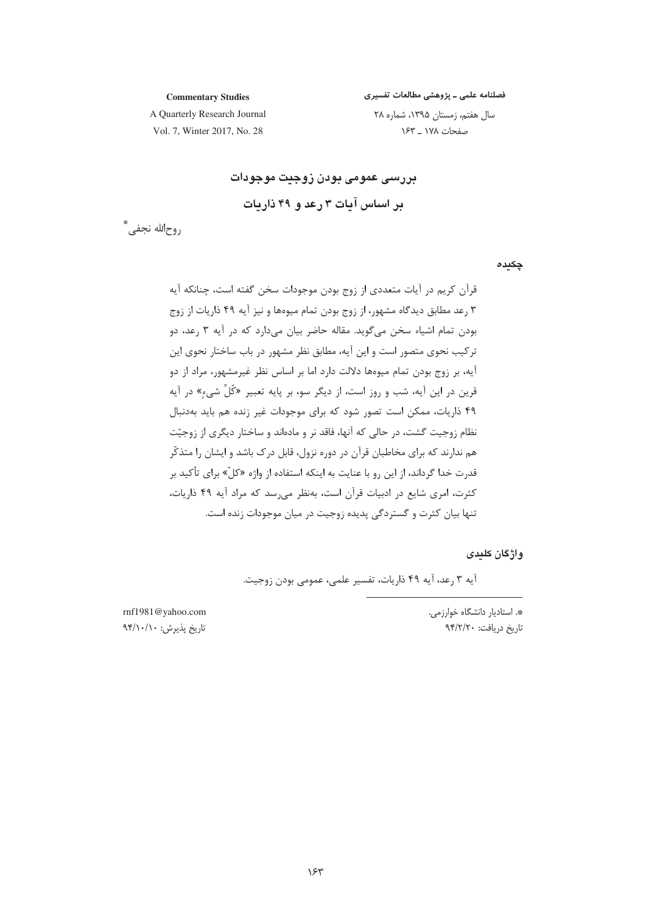# بررسی عمومی بودن زوجیت موجودات
# بر اساس آیات ۳ رعد و ۴۹ ذاریات

روح‌الله نجفی*

## چکیده

قرآن کریم در آیات متعددی از زوج بودن موجودات سخن گفته است، چنانکه آیه ۳ رعد مطابق دیدگاه مشهور، از زوج بودن تمام میوه‌ها و نیز آیه ۴۹ ذاریات از زوج بودن تمام اشیاء سخن می‌گوید. مقاله حاضر بیان می‌دارد که در آیه ۳ رعد، دو ترکیب نحوی متصور است و این آیه، مطابق نظر مشهور در باب ساختار نحوی این آیه، بر زوج بودن تمام میوه‌ها دلالت دارد اما بر اساس نظر غیرمشهور، مراد از دو قرین در این آیه، شب و روز است، از دیگر سو، بر پایه تعبیر «كُلِّ شيءٍ» در آیه ۴۹ ذاریات، ممکن است تصور شود که برای موجودات غیر زنده هم باید به‌دنبال نظام زوجیت گشت، در حالی که آنها، فاقد نر و ماده‌اند و ساختار دیگری از زوجیّت هم ندارند که برای مخاطبان قرآن در دوره نزول، قابل درک باشد و ایشان را متذکّر قدرت خدا گرداند، از این رو با عنایت به اینکه استفاده از واژه «کلّ» برای تأکید بر کثرت، امری شایع در ادبیات قرآن است، به‌نظر می‌رسد که مراد آیه ۴۹ ذاریات، تنها بیان کثرت و گستردگی پدیده زوجیت در میان موجودات زنده است.

## واژگان کلیدی

آیه ۳ رعد، آیه ۴۹ ذاریات، تفسیر علمی، عمومی بودن زوجیت.

---

*. استادیار دانشگاه خوارزمی. rnf1981@yahoo.com

تاریخ دریافت: ۹۴/۲/۲۰ تاریخ پذیرش: ۹۴/۱۰/۱۰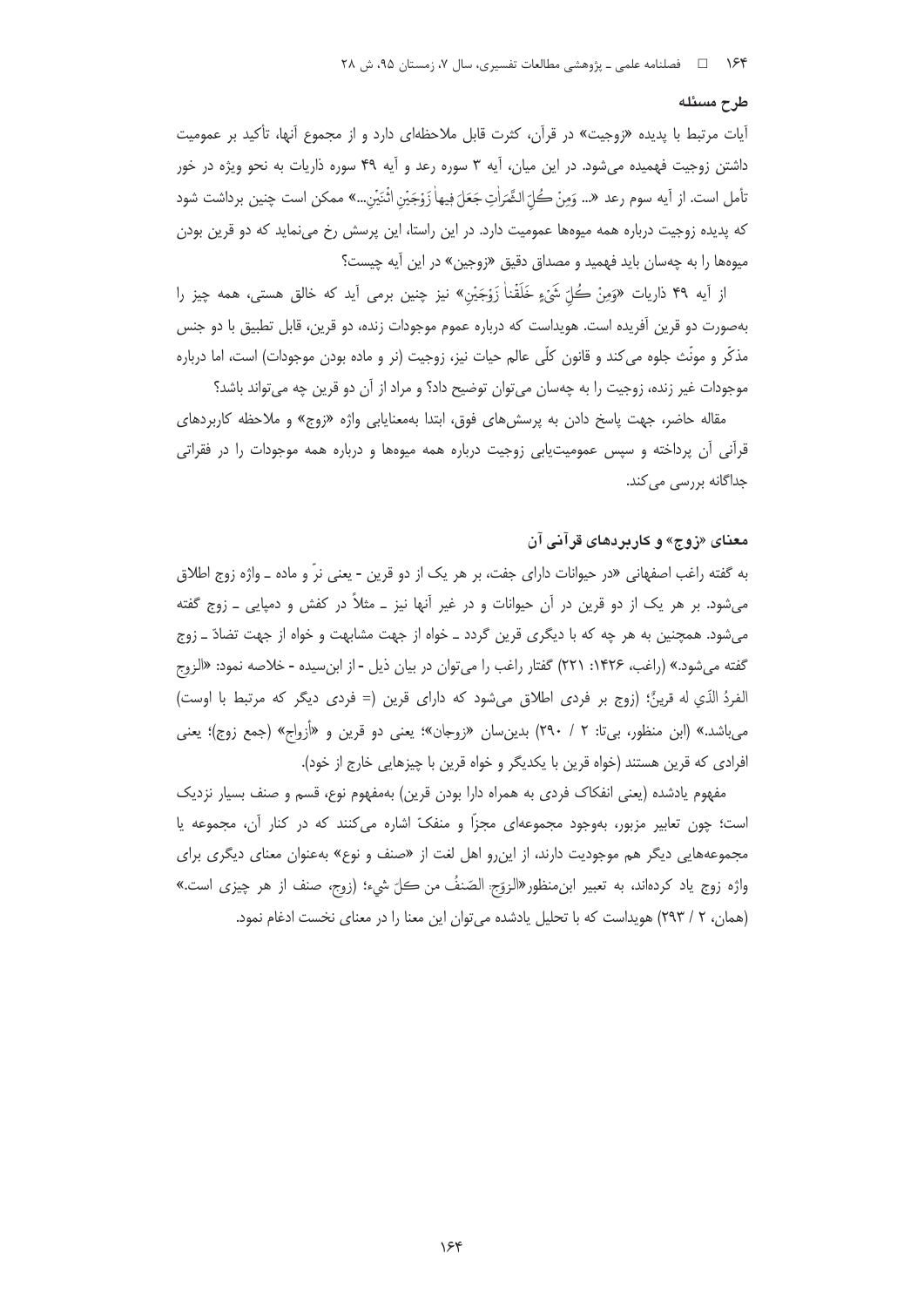## طرح مسئله

آیات مرتبط با پدیده «زوجیت» در قرآن، کثرت قابل ملاحظه‌ای دارد و از مجموع آنها، تأکید بر عمومیت داشتن زوجیت فهمیده می‌شود. در این میان، آیه ۳ سوره رعد و آیه ۴۹ سوره ذاریات به نحو ویژه در خور تأمل است. از آیه سوم رعد «... وَمِنْ كُلِّ الثَّمَرَاتِ جَعَلَ فِيهَا زَوْجَيْنِ اثْنَيْنِ...» ممکن است چنین برداشت شود که پدیده زوجیت درباره همه میوه‌ها عمومیت دارد. در این راستا، این پرسش رخ می‌نماید که دو قرین بودن میوه‌ها را به چه‌سان باید فهمید و مصداق دقیق «زوجین» در این آیه چیست؟

از آیه ۴۹ ذاریات «وَمِنْ كُلِّ شَيْءٍ خَلَقْنَا زَوْجَيْنِ» نیز چنین برمی آید که خالق هستی، همه چیز را به‌صورت دو قرین آفریده است. هویداست که درباره عموم موجودات زنده، دو قرین، قابل تطبیق با دو جنس مذکّر و مونّث جلوه می‌کند و قانون کلّی عالم حیات نیز، زوجیت (نر و ماده بودن موجودات) است، اما درباره موجودات غیر زنده، زوجیت را به چه‌سان می‌توان توضیح داد؟ و مراد از آن دو قرین چه می‌تواند باشد؟

مقاله حاضر، جهت پاسخ دادن به پرسش‌های فوق، ابتدا به‌معنایابی واژه «زوج» و ملاحظه کاربردهای قرآنی آن پرداخته و سپس عمومیت‌یابی زوجیت درباره همه میوه‌ها و درباره همه موجودات را در فقراتی جداگانه بررسی می‌کند.

## معنای «زوج» و کاربردهای قرآنی آن

به گفته راغب اصفهانی «در حیوانات دارای جفت، بر هر یک از دو قرین - یعنی نرّ و ماده ـ واژه زوج اطلاق می‌شود. بر هر یک از دو قرین در آن حیوانات و در غیر آنها نیز ـ مثلاً در کفش و دمپایی ـ زوج گفته می‌شود. همچنین به هر چه که با دیگری قرین گردد ـ خواه از جهت مشابهت و خواه از جهت تضادّ ـ زوج گفته می‌شود.» (راغب، ۱۴۲۶: ۲۲۱) گفتار راغب را می‌توان در بیان ذیل - از ابن‌سیده - خلاصه نمود: «الزوجُ الفردُ الذي له قرينٌ؛ (زوج بر فردی اطلاق می‌شود که دارای قرین (= فردی دیگر که مرتبط با اوست) می‌باشد.» (ابن منظور، بی‌تا: ۲ / ۲۹۰) بدین‌سان «زوجان»؛ یعنی دو قرین و «أزواج» (جمع زوج)؛ یعنی افرادی که قرین هستند (خواه قرین با یکدیگر و خواه قرین با چیزهایی خارج از خود).

مفهوم یادشده (یعنی انفکاک فردی به همراه دارا بودن قرین) به‌مفهوم نوع، قسم و صنف بسیار نزدیک است؛ چون تعابیر مزبور، به‌وجود مجموعه‌ای مجزّا و منفکّ اشاره می‌کنند که در کنار آن، مجموعه یا مجموعه‌هایی دیگر هم موجودیت دارند، از این‌رو اهل لغت از «صنف و نوع» به‌عنوان معنای دیگری برای واژه زوج یاد کرده‌اند، به تعبیر ابن‌منظور«الزوَج: الصّنفُ من كلّ شيء؛ (زوج، صنف از هر چیزی است.» (همان، ۲ / ۲۹۳) هویداست که با تحلیل یادشده می‌توان این معنا را در معنای نخست ادغام نمود.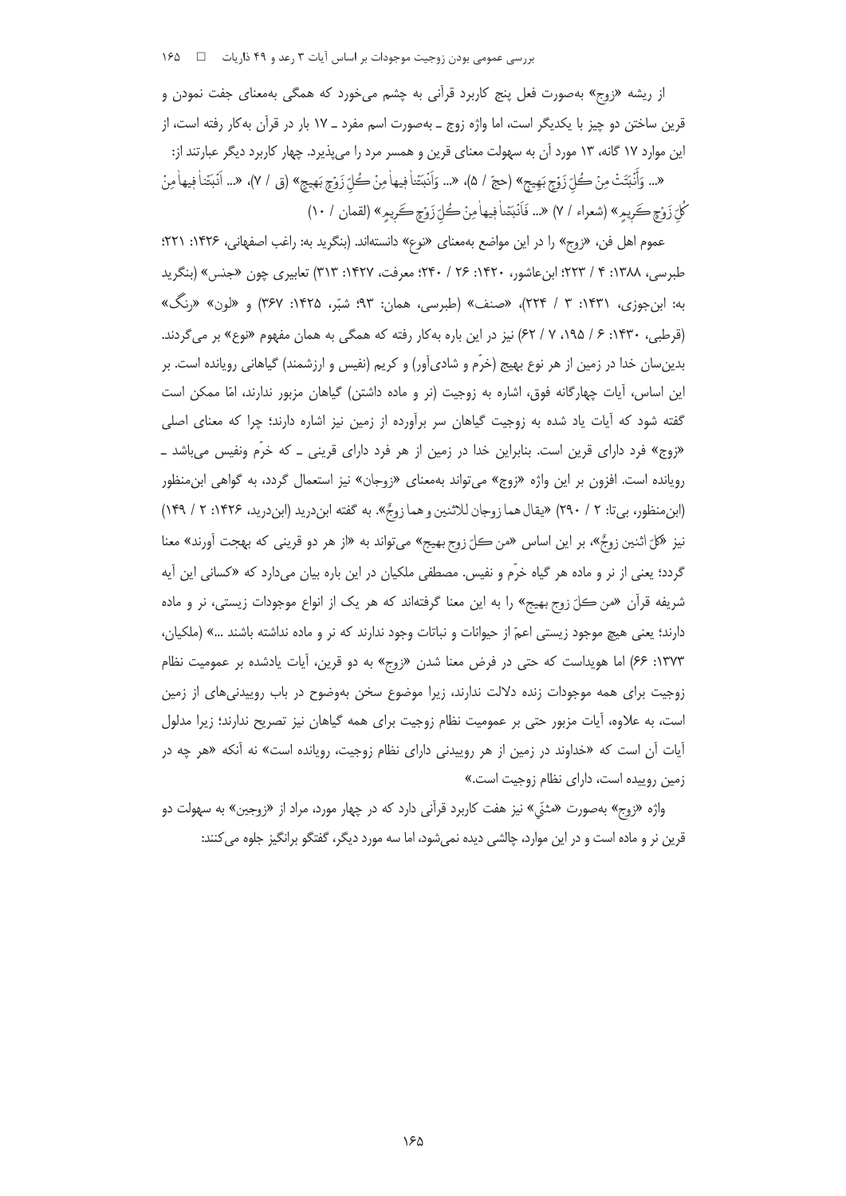از ریشه «زوج» به‌صورت فعل پنج کاربرد قرآنی به چشم می‌خورد که همگی به‌معنای جفت نمودن و قرین ساختن دو چیز با یکدیگر است، اما واژه زوج ـ به‌صورت اسم مفرد ـ ۱۷ بار در قرآن به‌کار رفته است، از این موارد ۱۷ گانه، ۱۳ مورد آن به سهولت معنای قرین و همسر مرد را می‌پذیرد. چهار کاربرد دیگر عبارتند از:

«... وَأَنْبَتَتْ مِنْ كُلِّ زَوْجٍ بَهِيجٍ» (حجّ / ۵)، «... وَأَنْبَتْنا فِيها مِنْ كُلِّ زَوْجٍ بَهِيجٍ» (ق / ۷)، «... أَنْبَتْنا فِيها مِنْ كُلِّ زَوْجٍ كَرِيمٍ» (شعراء / ۷) «... فَأَنْبَتْنا فِيها مِنْ كُلِّ زَوْجٍ كَرِيمٍ» (لقمان / ۱۰)

عموم اهل فن، «زوج» را در این مواضع به‌معنای «نوع» دانسته‌اند. (بنگرید به: راغب اصفهانی، ۱۴۲۶: ۲۲۱؛ طبرسی، ۱۳۸۸: ۴ / ۲۲۳؛ ابن‌عاشور، ۱۴۲۰: ۲۶ / ۲۴۰؛ معرفت، ۱۴۲۷: ۳۱۳) تعابیری چون «جنس» (بنگرید به: ابن‌جوزی، ۱۴۳۱: ۳ / ۲۲۴)، «صنف» (طبرسی، همان: ۹۳؛ شبّر، ۱۴۲۵: ۳۶۷) و «لون» «رنگ» (قرطبی، ۱۴۳۰: ۶ / ۱۹۵، ۷ / ۶۲) نیز در این باره به‌کار رفته که همگی به همان مفهوم «نوع» بر می‌گردند. بدین‌سان خدا در زمین از هر نوع بهیج (خرّم و شادی‌آور) و کریم (نفیس و ارزشمند) گیاهانی رویانده است. بر این اساس، آیات چهارگانه فوق، اشاره به زوجیت (نر و ماده داشتن) گیاهان مزبور ندارند، امّا ممکن است گفته شود که آیات یاد شده به زوجیت گیاهان سر برآورده از زمین نیز اشاره دارند؛ چرا که معنای اصلی «زوج» فرد دارای قرین است. بنابراین خدا در زمین از هر فرد دارای قرینی ـ که خرّم ونفیس می‌باشد ـ رویانده است. افزون بر این واژه «زوج» می‌تواند به‌معنای «زوجان» نیز استعمال گردد، به گواهی ابن‌منظور (ابن‌منظور، بی‌تا: ۲ / ۲۹۰) «يقال هما زوجان للاثنين و هما زوجٌ». به گفته ابن‌درید (ابن‌درید، ۱۴۲۶: ۲ / ۱۴۹) نیز «كلّ اثنين زوجٌ»، بر این اساس «من كلّ زوج بهيج» می‌تواند به «از هر دو قرینی که بهجت آورند» معنا گردد؛ یعنی از نر و ماده هر گیاه خرّم و نفیس. مصطفی ملکیان در این باره بیان می‌دارد که «کسانی این آیه شریفه قرآن «من كلّ زوج بهيج» را به این معنا گرفته‌اند که هر یک از انواع موجودات زیستی، نر و ماده دارند؛ یعنی هیچ موجود زیستی اعمّ از حیوانات و نباتات وجود ندارند که نر و ماده نداشته باشند ...» (ملکیان، ۱۳۷۳: ۶۶) اما هویداست که حتی در فرض معنا شدن «زوج» به دو قرین، آیات یادشده بر عمومیت نظام زوجیت برای همه موجودات زنده دلالت ندارند، زیرا موضوع سخن به‌وضوح در باب روییدنی‌های از زمین است، به علاوه، آیات مزبور حتی بر عمومیت نظام زوجیت برای همه گیاهان نیز تصریح ندارند؛ زیرا مدلول آیات آن است که «خداوند در زمین از هر روییدنی دارای نظام زوجیت، رویانده است» نه آنکه «هر چه در زمین روییده است، دارای نظام زوجیت است.»

واژه «زوج» به‌صورت «مثنّی» نیز هفت کاربرد قرآنی دارد که در چهار مورد، مراد از «زوجین» به سهولت دو قرین نر و ماده است و در این موارد، چالشی دیده نمی‌شود، اما سه مورد دیگر، گفتگو برانگیز جلوه می‌کنند: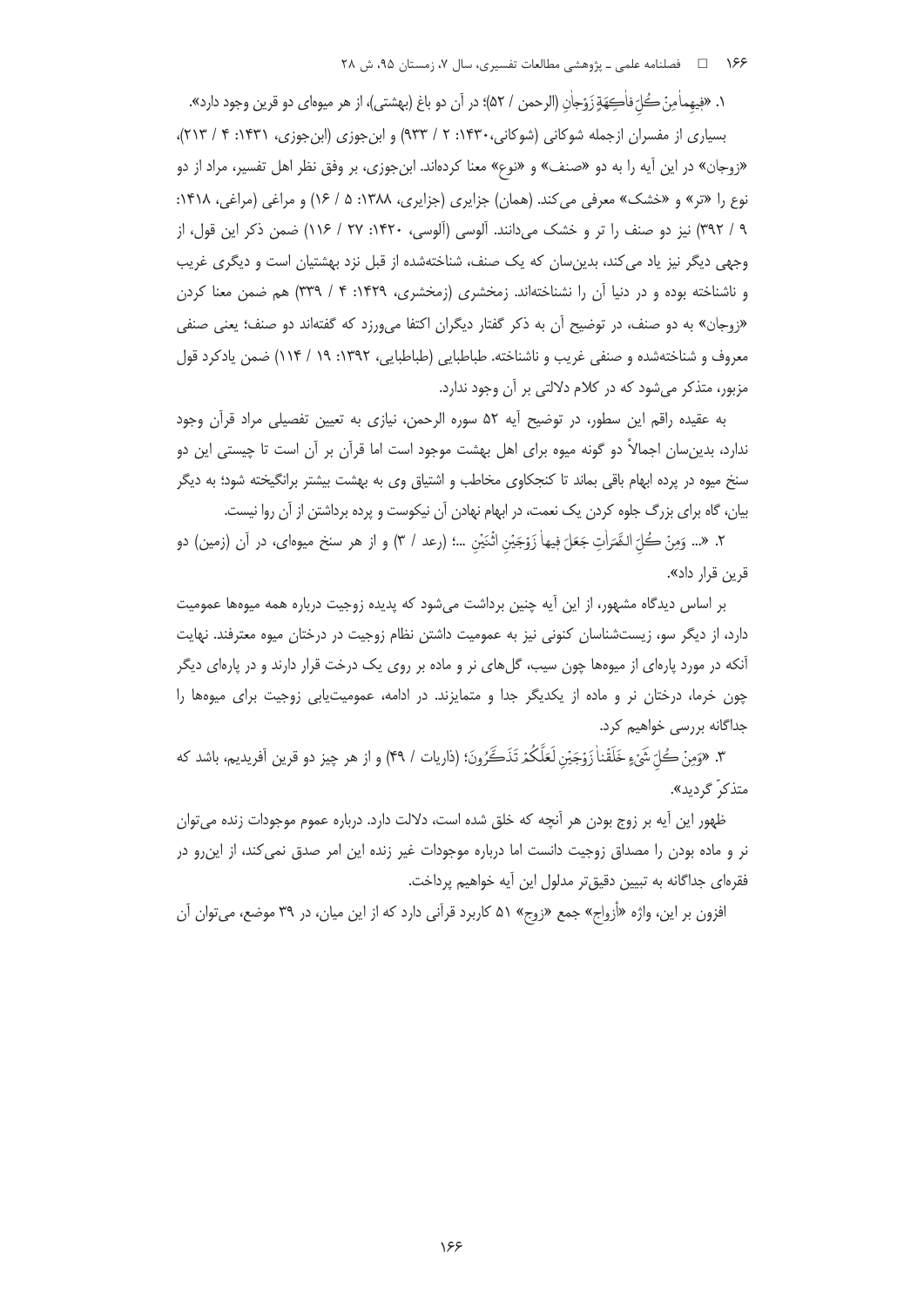۱. «فِيهِمَا مِنْ كُلِّ فَاكِهَةٍ زَوْجَانِ (الرحمن / ۵۲)؛ در آن دو باغ (بهشتی)، از هر میوه‌ای دو قرین وجود دارد».

بسیاری از مفسران ازجمله شوکانی (شوکانی، ۱۴۳۰: ۲ / ۹۳۳) و ابن‌جوزی (ابن‌جوزی، ۱۴۳۱: ۴ / ۲۱۳)، «زوجان» در این آیه را به دو «صنف» و «نوع» معنا کرده‌اند. ابن‌جوزی، بر وفق نظر اهل تفسیر، مراد از دو نوع را «تر» و «خشک» معرفی می‌کند. (همان) جزایری (جزایری، ۱۳۸۸: ۵ / ۱۶) و مراغی (مراغی، ۱۴۱۸: ۹ / ۳۹۲) نیز دو صنف را تر و خشک می‌دانند. آلوسی (آلوسی، ۱۴۲۰: ۲۷ / ۱۱۶) ضمن ذکر این قول، از وجهی دیگر نیز یاد می‌کند، بدین‌سان که یک صنف، شناخته‌شده از قبل نزد بهشتیان است و دیگری غریب و ناشناخته بوده و در دنیا آن را نشناخته‌اند. زمخشری (زمخشری، ۱۴۲۹: ۴ / ۳۳۹) هم ضمن معنا کردن «زوجان» به دو صنف، در توضیح آن به ذکر گفتار دیگران اکتفا می‌ورزد که گفته‌اند دو صنف؛ یعنی صنفی معروف و شناخته‌شده و صنفی غریب و ناشناخته. طباطبایی (طباطبایی، ۱۳۹۲: ۱۹ / ۱۱۴) ضمن یادکرد قول مزبور، متذکر می‌شود که در کلام دلالتی بر آن وجود ندارد.

به عقیده راقم این سطور، در توضیح آیه ۵۲ سوره الرحمن، نیازی به تعیین تفصیلی مراد قرآن وجود ندارد، بدین‌سان اجمالاً دو گونه میوه برای اهل بهشت موجود است اما قرآن بر آن است تا چیستی این دو سنخ میوه در پرده ابهام باقی بماند تا کنجکاوی مخاطب و اشتیاق وی به بهشت بیشتر برانگیخته شود؛ به دیگر بیان، گاه برای بزرگ جلوه کردن یک نعمت، در ابهام نهادن آن نیکوست و پرده برداشتن از آن روا نیست.

۲. «... وَمِنْ كُلِّ الثَّمَرَاتِ جَعَلَ فِيهَا زَوْجَيْنِ اثْنَيْنِ ...؛ (رعد / ۳) و از هر سنخ میوه‌ای، در آن (زمین) دو قرین قرار داد».

بر اساس دیدگاه مشهور، از این آیه چنین برداشت می‌شود که پدیده زوجیت درباره همه میوه‌ها عمومیت دارد، از دیگر سو، زیست‌شناسان کنونی نیز به عمومیت داشتن نظام زوجیت در درختان میوه معترفند. نهایت آنکه در مورد پاره‌ای از میوه‌ها چون سیب، گل‌های نر و ماده بر روی یک درخت قرار دارند و در پاره‌ای دیگر چون خرما، درختان نر و ماده از یکدیگر جدا و متمایزند. در ادامه، عمومیت‌یابی زوجیت برای میوه‌ها را جداگانه بررسی خواهیم کرد.

۳. «وَمِنْ كُلِّ شَيْءٍ خَلَقْنَا زَوْجَيْنِ لَعَلَّكُمْ تَذَكَّرُونَ؛ (ذاریات / ۴۹) و از هر چیز دو قرین آفریدیم، باشد که متذکّر گردید».

ظهور این آیه بر زوج بودن هر آنچه که خلق شده است، دلالت دارد. درباره عموم موجودات زنده می‌توان نر و ماده بودن را مصداق زوجیت دانست اما درباره موجودات غیر زنده این امر صدق نمی‌کند، از این‌رو در فقره‌ای جداگانه به تبیین دقیق‌تر مدلول این آیه خواهیم پرداخت.

افزون بر این، واژه «أزواج» جمع «زوج» ۵۱ کاربرد قرآنی دارد که از این میان، در ۳۹ موضع، می‌توان آن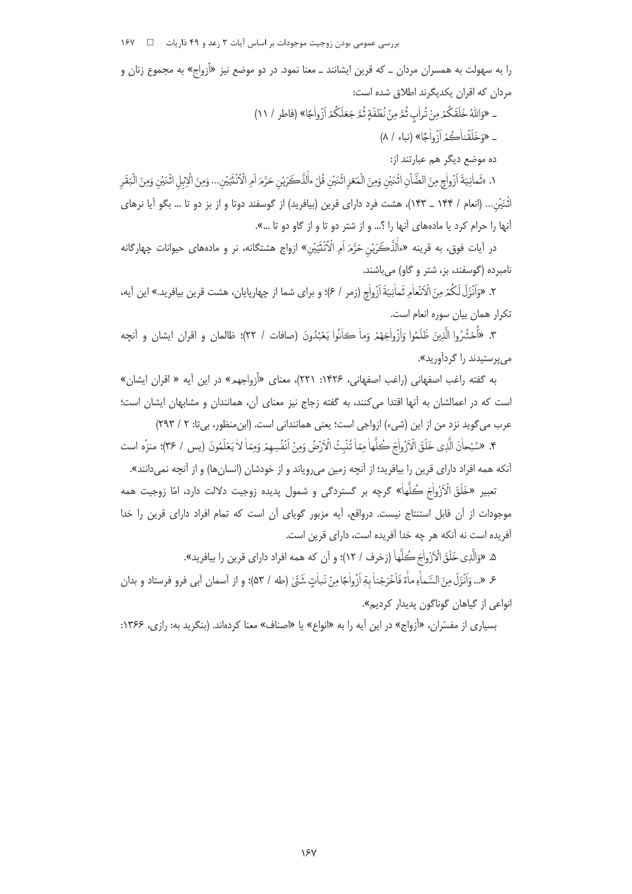را به سهولت به همسران مردان ـ که قرین ایشانند ـ معنا نمود. در دو موضع نیز «أزواج» به مجموع زنان و مردان که اقران یکدیگرند اطلاق شده است:

ـ «وَاللهُ خَلَقَكُمْ مِنْ تُرابٍ ثُمَّ مِنْ نُطْفَةٍ ثُمَّ جَعَلَكُمْ اَزْواجًا» (فاطر / ۱۱)

ـ «وَخَلَقْناكُمْ اَزْواجًا» (نباء / ۸)

ده موضع دیگر هم عبارتند از:

۱. «ثَمانِيَةَ اَزْواجٍ مِنَ الضَّأْنِ اثْنَيْنِ وَمِنَ الْمَعْزِ اثْنَيْنِ قُلْ ءآلذَّكَرَيْنِ حَرَّمَ اَمِ الْاُنْثَيَيْنِ... وَمِنَ الْاِبِلِ اثْنَيْنِ وَمِنَ الْبَقَرِ اثْنَيْنِ... (انعام / ۱۴۴ ـ ۱۴۳)، هشت فرد دارای قرین (بیافرید) از گوسفند دوتا و از بز دو تا ... بگو آیا نرهای آنها را حرام کرد یا ماده‌های آنها را ؟... و از شتر دو تا و از گاو دو تا ...».

در آیات فوق، به قرینه «ءآلذَّكَرَيْنِ حَرَّمَ اَمِ الْاُنْثَيَيْنِ» ازواج هشتگانه، نر و ماده‌های حیوانات چهارگانه نامبرده (گوسفند، بز، شتر و گاو) می‌باشند.

۲. «وَاَنْزَلَ لَكُمْ مِنَ الْاَنْعامِ ثَمانِيَةَ اَزْواجٍ (زمر / ۶)؛ و برای شما از چهارپایان، هشت قرین بیافرید.» این آیه، تکرار همان بیان سوره انعام است.

۳. «اُحْشُرُوا الَّذينَ ظَلَمُوا وَاَزْواجَهُمْ وَما كانُوا يَعْبُدُونَ (صافات / ۲۲)؛ ظالمان و اقران ایشان و آنچه می‌پرستیدند را گردآورید».

به گفته راغب اصفهانی (راغب اصفهانی، ۱۴۲۶: ۲۲۱)، معنای «أزواجهم» در این آیه « اقران ایشان» است که در اعمالشان به آنها اقتدا می‌کنند، به گفته زجاج نیز معنای آن، همانندان و مشابهان ایشان است؛ عرب می‌گوید نزد من از این (شیء) ازواجی است؛ یعنی همانندانی است. (ابن‌منظور، بی‌تا: ۲ / ۲۹۳)

۴. «سُبْحانَ الَّذي خَلَقَ الْاَزْواجَ كُلَّها مِمّا تُنْبِتُ الْاَرْضُ وَمِنْ اَنْفُسِهِمْ وَمِمّا لا يَعْلَمُونَ (یس / ۳۶)؛ منزّه است آنکه همه افراد دارای قرین را بیافرید؛ از آنچه زمین می‌رویاند و از خودشان (انسان‌ها) و از آنچه نمی‌دانند».

تعبیر «خَلَقَ الْاَزْواجَ كُلَّها» گرچه بر گستردگی و شمول پدیده زوجیت دلالت دارد، امّا زوجیت همه موجودات از آن قابل استنتاج نیست. درواقع، آیه مزبور گویای آن است که تمام افراد دارای قرین را خدا آفریده است نه آنکه هر چه خدا آفریده است، دارای قرین است.

۵. «وَالَّذي خَلَقَ الْاَزْواجَ كُلَّها (زخرف / ۱۲)؛ و آن که همه افراد دارای قرین را بیافرید».

۶. «... وَاَنْزَلَ مِنَ السَّماءِ ماءً فَاَخْرَجْنا بِهِ اَزْواجًا مِنْ نَباتٍ شَتّىٰ (طه / ۵۳)؛ و از آسمان آبی فرو فرستاد و بدان انواعی از گیاهان گوناگون پدیدار کردیم».

بسیاری از مفسّران، «أزواج» در این آیه را به «انواع» یا «اصناف» معنا کرده‌اند. (بنگرید به: رازی، ۱۳۶۶: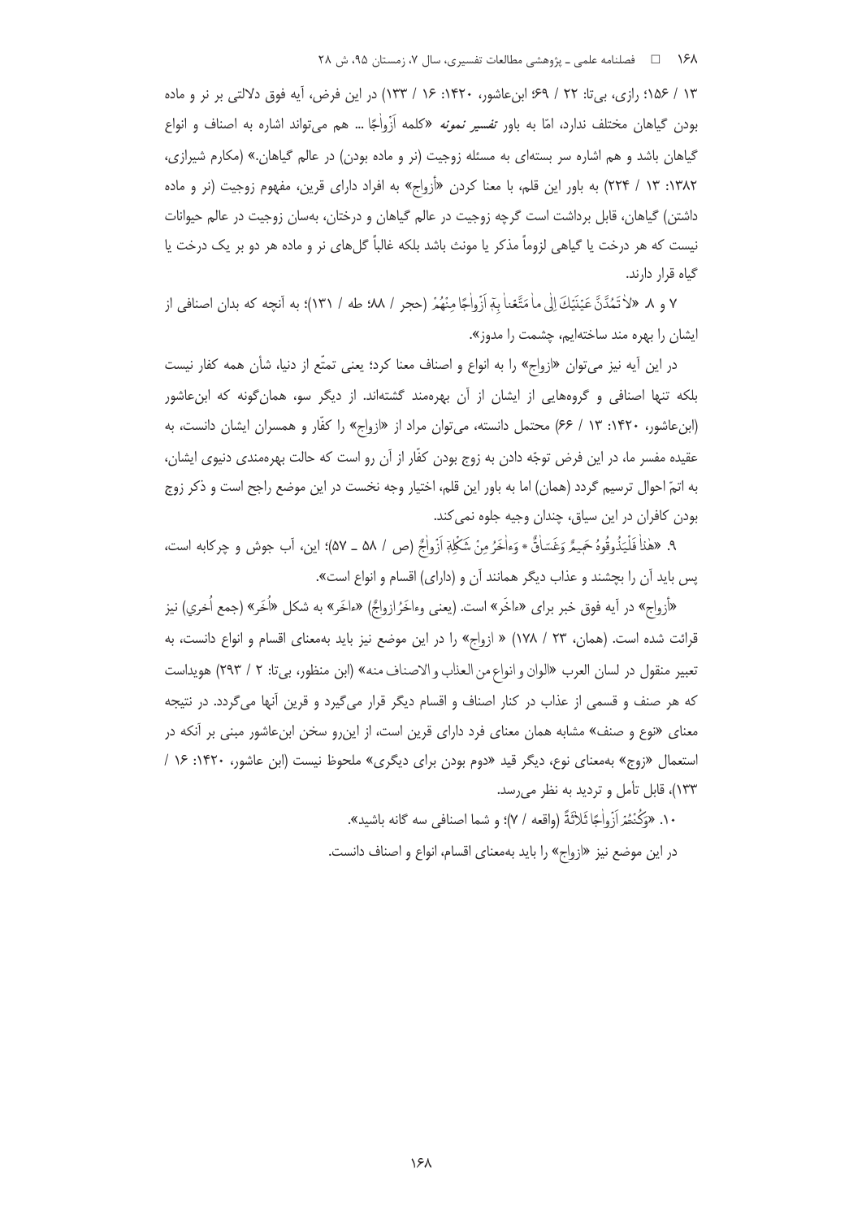۱۳ / ۱۵۶؛ رازی، بی‌تا: ۲۲ / ۶۹؛ ابن‌عاشور، ۱۴۲۰: ۱۶ / ۱۳۳) در این فرض، آیه فوق دلالتی بر نر و ماده بودن گیاهان مختلف ندارد، امّا به باور *تفسیر نمونه* «کلمه اَزْواجًا ... هم می‌تواند اشاره به اصناف و انواع گیاهان باشد و هم اشاره سر بسته‌ای به مسئله زوجیت (نر و ماده بودن) در عالم گیاهان.» (مکارم شیرازی، ۱۳۸۲: ۱۳ / ۲۲۴) به باور این قلم، با معنا کردن «أزواج» به افراد دارای قرین، مفهوم زوجیت (نر و ماده داشتن) گیاهان، قابل برداشت است گرچه زوجیت در عالم گیاهان و درختان، به‌سان زوجیت در عالم حیوانات نیست که هر درخت یا گیاهی لزوماً مذکر یا مونث باشد بلکه غالباً گل‌های نر و ماده هر دو بر یک درخت یا گیاه قرار دارند.

۷ و ۸. «لاٰ تَمُدَّنَّ عَيْنَيْكَ اِلٰى ماٰ مَتَّعْناٰ بِهِ اَزْواٰجًا مِنْهُمْ (حجر / ۸۸؛ طه / ۱۳۱)؛ به آنچه که بدان اصنافی از ایشان را بهره مند ساخته‌ایم، چشمت را مدوز».

در این آیه نیز می‌توان «ازواج» را به انواع و اصناف معنا کرد؛ یعنی تمتّع از دنیا، شأن همه کفار نیست بلکه تنها اصنافی و گروه‌هایی از ایشان از آن بهره‌مند گشته‌اند. از دیگر سو، همان‌گونه که ابن‌عاشور (ابن‌عاشور، ۱۴۲۰: ۱۳ / ۶۶) محتمل دانسته، می‌توان مراد از «ازواج» را کفّار و همسران ایشان دانست، به عقیده مفسر ما، در این فرض توجّه دادن به زوج بودن کفّار از آن رو است که حالت بهره‌مندی دنیوی ایشان، به اتمّ احوال ترسیم گردد (همان) اما به باور این قلم، اختیار وجه نخست در این موضع راجح است و ذکر زوج بودن کافران در این سیاق، چندان وجیه جلوه نمی‌کند.

۹. «هٰذاٰ فَلْيَذُوقُوهُ حَمِيمٌ وَغَسَاقٌ * وَءاٰخَرُ مِنْ شَكْلِهِ اَزْواٰجٌ (ص / ۵۸ ـ ۵۷)؛ این، آب جوش و چرکابه است، پس باید آن را بچشند و عذاب دیگر همانند آن و (دارای) اقسام و انواع است».

«أزواج» در آیه فوق خبر برای «ءاخَر» است. (یعنی وءاخَرُ ازواجٌ) «ءاخَر» به شکل «اُخَر» (جمع اُخرى) نیز قرائت شده است. (همان، ۲۳ / ۱۷۸) « ازواج» را در این موضع نیز باید به‌معنای اقسام و انواع دانست، به تعبیر منقول در لسان العرب «الوان و انواع من العذاب و الاصناف منه» (ابن منظور، بی‌تا: ۲ / ۲۹۳) هویداست که هر صنف و قسمی از عذاب در کنار اصناف و اقسام دیگر قرار می‌گیرد و قرین آنها می‌گردد. در نتیجه معنای «نوع و صنف» مشابه همان معنای فرد دارای قرین است، از این‌رو سخن ابن‌عاشور مبنی بر آنکه در استعمال «زوج» به‌معنای نوع، دیگر قید «دوم بودن برای دیگری» ملحوظ نیست (ابن عاشور، ۱۴۲۰: ۱۶ / ۱۳۳)، قابل تأمل و تردید به نظر می‌رسد.

۱۰. «وَكُنْتُمْ اَزْواٰجًا ثَلاٰثَةً (واقعه / ۷)؛ و شما اصنافی سه گانه باشید».

در این موضع نیز «ازواج» را باید به‌معنای اقسام، انواع و اصناف دانست.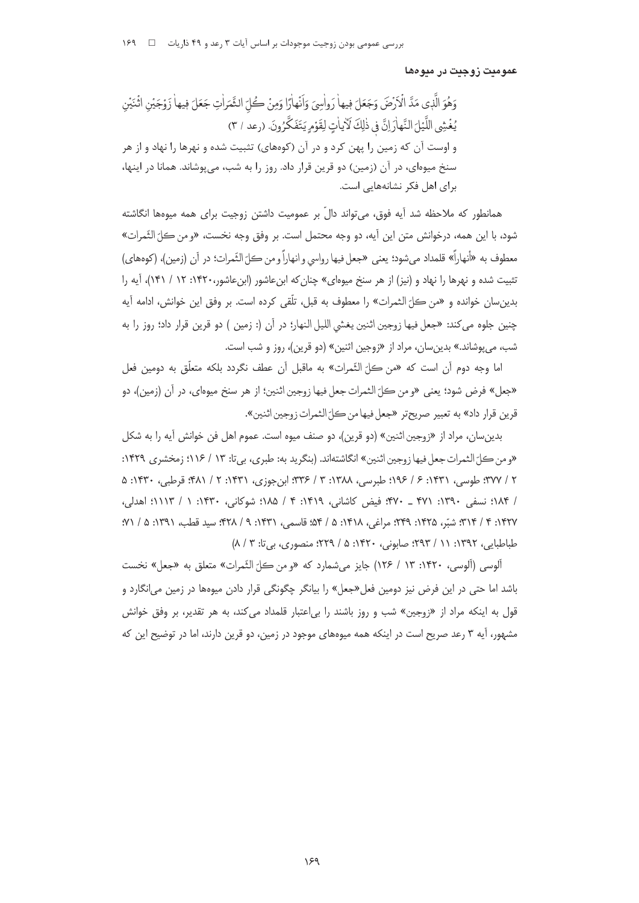## عمومیت زوجیت در میوه‌ها

وَهُوَ الَّذِی مَدَّ الْأَرْضَ وَجَعَلَ فِیهَا رَوَاسِیَ وَأَنْهَارًا وَمِنْ كُلِّ الثَّمَرَاتِ جَعَلَ فِیهَا زَوْجَیْنِ اثْنَیْنِ یُغْشِی اللَّیْلَ النَّهَارَ إِنَّ فِی ذَلِكَ لَآیَاتٍ لِقَوْمٍ یَتَفَكَّرُونَ. (رعد / ۳)

و اوست آن که زمین را پهن کرد و در آن (کوه‌های) تثبیت شده و نهرها را نهاد و از هر سنخ میوه‌ای، در آن (زمین) دو قرین قرار داد. روز را به شب، می‌پوشاند. همانا در اینها، برای اهل فکر نشانه‌هایی است.

همانطور که ملاحظه شد آیه فوق، می‌تواند دالّ بر عمومیت داشتن زوجیت برای همه میوه‌ها انگاشته شود، با این همه، درخوانش متن این آیه، دو وجه محتمل است. بر وفق وجه نخست، «و من کلّ الثّمرات» معطوف به «أنهاراً» قلمداد می‌شود؛ یعنی «جعل فیها رواسي و انهاراً و من کلّ الثّمرات؛ در آن (زمین)، (کوه‌های) تثبیت شده و نهرها را نهاد و (نیز) از هر سنخ میوه‌ای» چنان‌که ابن‌عاشور (ابن‌عاشور،۱۴۲۰: ۱۲ / ۱۴۱)، آیه را بدین‌سان خوانده و «من کلّ الثمرات» را معطوف به قبل، تلّقی کرده است. بر وفق این خوانش، ادامه آیه چنین جلوه می‌کند: «جعل فیها زوجین اثنین یغشي اللیل النهار؛ در آن (: زمین ) دو قرین قرار داد؛ روز را به شب، می‌پوشاند.» بدین‌سان، مراد از «زوجین اثنین» (دو قرین)، روز و شب است.

اما وجه دوم آن است که «من کلّ الثّمرات» به ماقبل آن عطف نگردد بلکه متعلّق به دومین فعل «جعل» فرض شود؛ یعنی «و من کلّ الثمرات جعل فیها زوجین اثنین؛ از هر سنخ میوه‌ای، در آن (زمین)، دو قرین قرار داد» به تعبیر صریح‌تر «جعل فیها من کلّ الثمرات زوجین اثنین».

بدین‌سان، مراد از «زوجین اثنین» (دو قرین)، دو صنف میوه است. عموم اهل فن خوانش آیه را به شکل «و من کلّ الثمرات جعل فیها زوجین اثنین» انگاشته‌اند. (بنگرید به: طبری، بی‌تا: ۱۳ / ۱۱۶؛ زمخشری ۱۴۲۹: ۲ / ۳۷۷؛ طوسی، ۱۴۳۱: ۶ / ۱۹۶؛ طبرسی، ۱۳۸۸: ۳ / ۳۳۶؛ ابن‌جوزی، ۱۴۳۱: ۲ / ۴۸۱؛ قرطبی، ۱۴۳۰: ۵ / ۱۸۴؛ نسفی ۱۳۹۰: ۴۷۱ ـ ۴۷۰؛ فیض کاشانی، ۱۴۱۹: ۴ / ۱۸۵؛ شوکانی، ۱۴۳۰: ۱ / ۱۱۱۳؛ اهدلی، ۱۴۲۷: ۴ / ۳۱۴؛ شبّر، ۱۴۲۵: ۲۴۹؛ مراغی، ۱۴۱۸: ۵ / ۵۴؛ قاسمی، ۱۴۳۱: ۹ / ۴۲۸؛ سید قطب، ۱۳۹۱: ۵ / ۷۱؛ طباطبایی، ۱۳۹۲: ۱۱ / ۲۹۳؛ صابونی، ۱۴۲۰: ۵ / ۲۲۹؛ منصوری، بی‌تا: ۳ / ۸)

آلوسی (آلوسی، ۱۴۲۰: ۱۳ / ۱۲۶) جایز می‌شمارد که «و من کلّ الثّمرات» متعلق به «جعل» نخست باشد اما حتی در این فرض نیز دومین فعل«جعل» را بیانگر چگونگی قرار دادن میوه‌ها در زمین می‌انگارد و قول به اینکه مراد از «زوجین» شب و روز باشند را بی‌اعتبار قلمداد می‌کند، به هر تقدیر، بر وفق خوانش مشهور، آیه ۳ رعد صریح است در اینکه همه میوه‌های موجود در زمین، دو قرین دارند، اما در توضیح این که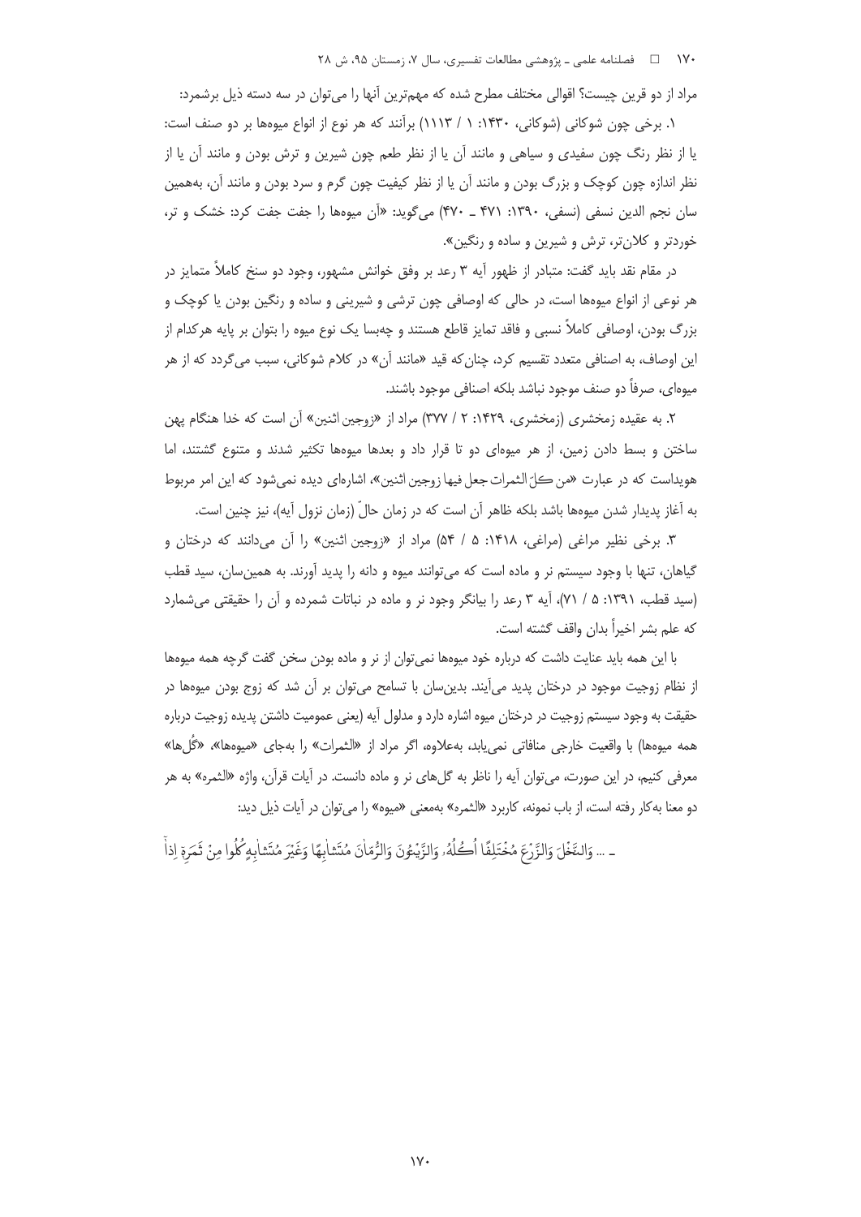مراد از دو قرین چیست؟ اقوالی مختلف مطرح شده که مهم‌ترین آنها را می‌توان در سه دسته ذیل برشمرد:

۱. برخی چون شوکانی (شوکانی، ۱۴۳۰: ۱ / ۱۱۱۳) برآنند که هر نوع از انواع میوه‌ها بر دو صنف است: یا از نظر رنگ چون سفیدی و سیاهی و مانند آن یا از نظر طعم چون شیرین و ترش بودن و مانند آن یا از نظر اندازه چون کوچک و بزرگ بودن و مانند آن یا از نظر کیفیت چون گرم و سرد بودن و مانند آن، به‌همین سان نجم الدین نسفی (نسفی، ۱۳۹۰: ۴۷۱ ـ ۴۷۰) می‌گوید: «آن میوه‌ها را جفت جفت کرد: خشک و تر، خوردتر و کلان‌تر، ترش و شیرین و ساده و رنگین».

در مقام نقد باید گفت: متبادر از ظهور آیه ۳ رعد بر وفق خوانش مشهور، وجود دو سنخ کاملاً متمایز در هر نوعی از انواع میوه‌ها است، در حالی که اوصافی چون ترشی و شیرینی و ساده و رنگین بودن یا کوچک و بزرگ بودن، اوصافی کاملاً نسبی و فاقد تمایز قاطع هستند و چه‌بسا یک نوع میوه را بتوان بر پایه هرکدام از این اوصاف، به اصنافی متعدد تقسیم کرد، چنان‌که قید «مانند آن» در کلام شوکانی، سبب می‌گردد که از هر میوه‌ای، صرفاً دو صنف موجود نباشد بلکه اصنافی موجود باشند.

۲. به عقیده زمخشری (زمخشری، ۱۴۲۹: ۲ / ۳۷۷) مراد از «زوجین اثنین» آن است که خدا هنگام پهن ساختن و بسط دادن زمین، از هر میوه‌ای دو تا قرار داد و بعدها میوه‌ها تکثیر شدند و متنوع گشتند، اما هویداست که در عبارت «مِن كُلِّ الثمرات جعل فيها زوجين اثنين»، اشاره‌ای دیده نمی‌شود که این امر مربوط به آغاز پدیدار شدن میوه‌ها باشد بلکه ظاهر آن است که در زمان حالّ (زمان نزول آیه)، نیز چنین است.

۳. برخی نظیر مراغی (مراغی، ۱۴۱۸: ۵ / ۵۴) مراد از «زوجین اثنین» را آن می‌دانند که درختان و گیاهان، تنها با وجود سیستم نر و ماده است که می‌توانند میوه و دانه را پدید آورند. به همین‌سان، سید قطب (سید قطب، ۱۳۹۱: ۵ / ۷۱)، آیه ۳ رعد را بیانگر وجود نر و ماده در نباتات شمرده و آن را حقیقتی می‌شمارد که علم بشر اخیراً بدان واقف گشته است.

با این همه باید عنایت داشت که درباره خود میوه‌ها نمی‌توان از نر و ماده بودن سخن گفت گرچه همه میوه‌ها از نظام زوجیت موجود در درختان پدید می‌آیند. بدین‌سان با تسامح می‌توان بر آن شد که زوج بودن میوه‌ها در حقیقت به وجود سیستم زوجیت در درختان میوه اشاره دارد و مدلول آیه (یعنی عمومیت داشتن پدیده زوجیت درباره همه میوه‌ها) با واقعیت خارجی منافاتی نمی‌یابد، به‌علاوه، اگر مراد از «الثمرات» را به‌جای «میوه‌ها»، «گُل‌ها» معرفی کنیم، در این صورت، می‌توان آیه را ناظر به گل‌های نر و ماده دانست. در آیات قرآن، واژه «الثمره» به هر دو معنا به‌کار رفته است، از باب نمونه، کاربرد «الثمره» به‌معنی «میوه» را می‌توان در آیات ذیل دید:

ـ ... وَالنَّخْلَ وَالزَّرْعَ مُخْتَلِفًا أُكُلُهُ وَالزَّيْتُونَ وَالرُّمَّانَ مُتَشَابِهًا وَغَيْرَ مُتَشَابِهٍ كُلُوا مِنْ ثَمَرِهِ إِذَا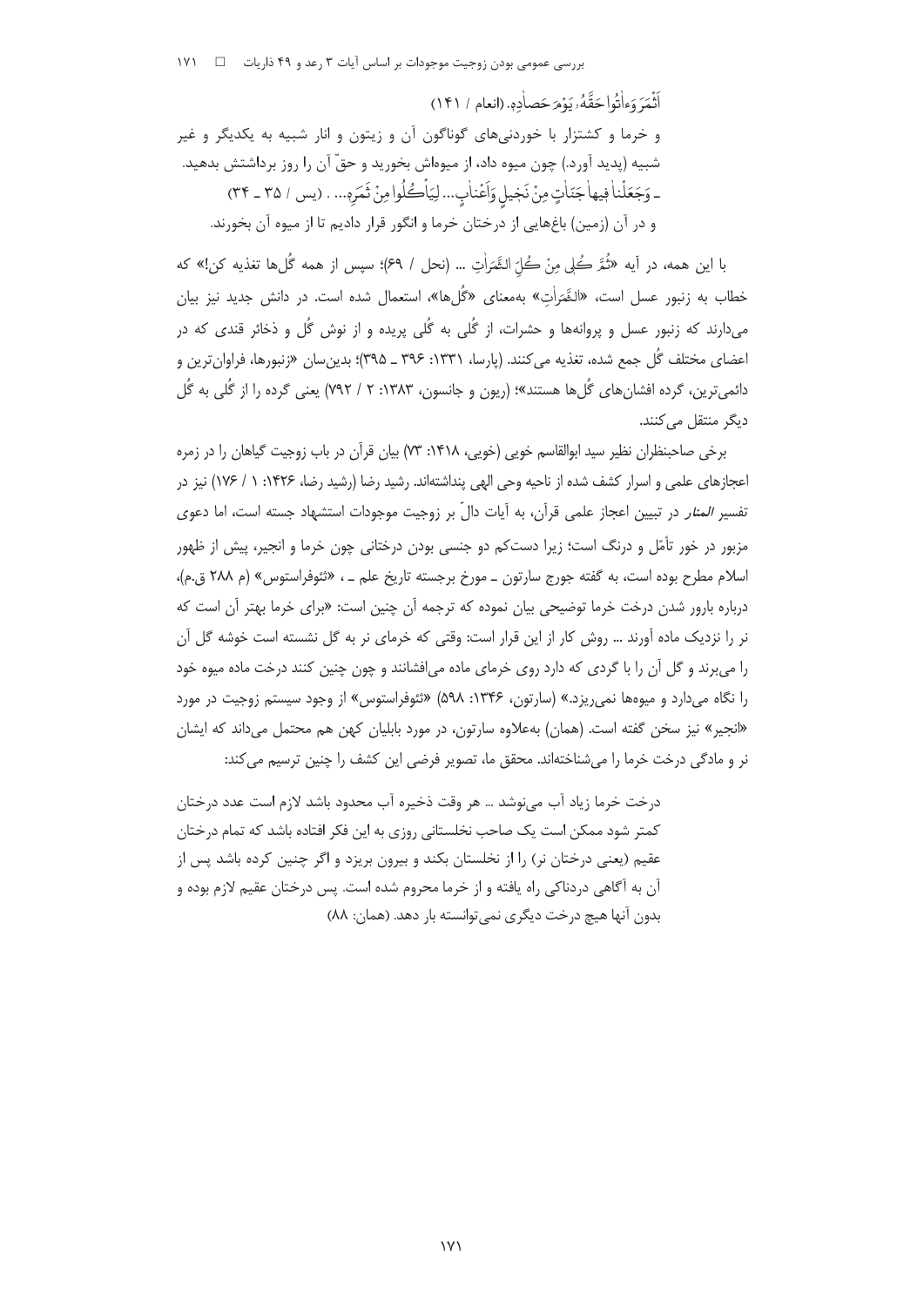اَثْمَرَ وَءاتُوا حَقَّهُ يَوْمَ حَصادِهِ. (انعام / ۱۴۱)

و خرما و کشتزار با خوردنی‌های گوناگون آن و زیتون و انار شبیه به یکدیگر و غیر شبیه (پدید آورد.) چون میوه داد، از میوه‌اش بخورید و حقّ آن را روز برداشتش بدهید.

ـ وَجَعَلْنا فيها جَنّاتٍ مِنْ نَخيلٍ وَاَعْنابٍ... لِيَأْكُلُوا مِنْ ثَمَرِهِ... . (یس / ۳۵ ـ ۳۴)

و در آن (زمین) باغ‌هایی از درختان خرما و انگور قرار دادیم تا از میوه آن بخورند.

با این همه، در آیه «ثُمَّ كُلي مِنْ كُلِّ الثَّمَراتِ ... (نحل / ۶۹)؛ سپس از همه گُل‌ها تغذیه کن!» که خطاب به زنبور عسل است، «الثَّمَراتِ» به‌معنای «گُل‌ها»، استعمال شده است. در دانش جدید نیز بیان می‌دارند که زنبور عسل و پروانه‌ها و حشرات، از گُلی به گُلی پریده و از نوش گُل و ذخائر قندی که در اعضای مختلف گُل جمع شده، تغذیه می‌کنند. (پارسا، ۱۳۳۱: ۳۹۶ ـ ۳۹۵)؛ بدین‌سان «زنبورها، فراوان‌ترین و دائمی‌ترین، گرده افشان‌های گُل‌ها هستند»؛ (ریون و جانسون، ۱۳۸۳: ۲ / ۷۹۲) یعنی گرده را از گُلی به گُل دیگر منتقل می‌کنند.

برخی صاحبنظران نظیر سید ابوالقاسم خویی (خویی، ۱۴۱۸: ۷۳) بیان قرآن در باب زوجیت گیاهان را در زمره اعجازهای علمی و اسرار کشف شده از ناحیه وحی الهی پنداشته‌اند. رشید رضا (رشید رضا، ۱۴۲۶: ۱ / ۱۷۶) نیز در تفسیر *المنار* در تبیین اعجاز علمی قرآن، به آیات دالّ بر زوجیت موجودات استشهاد جسته است، اما دعوی مزبور در خور تأمّل و درنگ است؛ زیرا دست‌کم دو جنسی بودن درختانی چون خرما و انجیر، پیش از ظهور اسلام مطرح بوده است، به گفته جورج سارتون ـ مورخ برجسته تاریخ علم ـ ، «ثئوفراستوس» (م ۲۸۸ ق.م)، درباره بارور شدن درخت خرما توضیحی بیان نموده که ترجمه آن چنین است: «برای خرما بهتر آن است که نر را نزدیک ماده آورند ... روش کار از این قرار است: وقتی که خرمای نر به گل نشسته است خوشه گل آن را می‌برند و گل آن را با گردی که دارد روی خرمای ماده می‌افشانند و چون چنین کنند درخت ماده میوه خود را نگاه می‌دارد و میوه‌ها نمی‌ریزد.» (سارتون، ۱۳۴۶: ۵۹۸) «ثئوفراستوس» از وجود سیستم زوجیت در مورد «انجیر» نیز سخن گفته است. (همان) به‌علاوه سارتون، در مورد بابلیان کهن هم محتمل می‌داند که ایشان نر و مادگی درخت خرما را می‌شناخته‌اند. محقق ما، تصویر فرضی این کشف را چنین ترسیم می‌کند:

> درخت خرما زیاد آب می‌نوشد ... هر وقت ذخیره آب محدود باشد لازم است عدد درختان کمتر شود ممکن است یک صاحب نخلستانی روزی به این فکر افتاده باشد که تمام درختان عقیم (یعنی درختان نر) را از نخلستان بکند و بیرون بریزد و اگر چنین کرده باشد پس از آن به آگاهی دردناکی راه یافته و از خرما محروم شده است. پس درختان عقیم لازم بوده و بدون آنها هیچ درخت دیگری نمی‌توانسته بار دهد. (همان: ۸۸)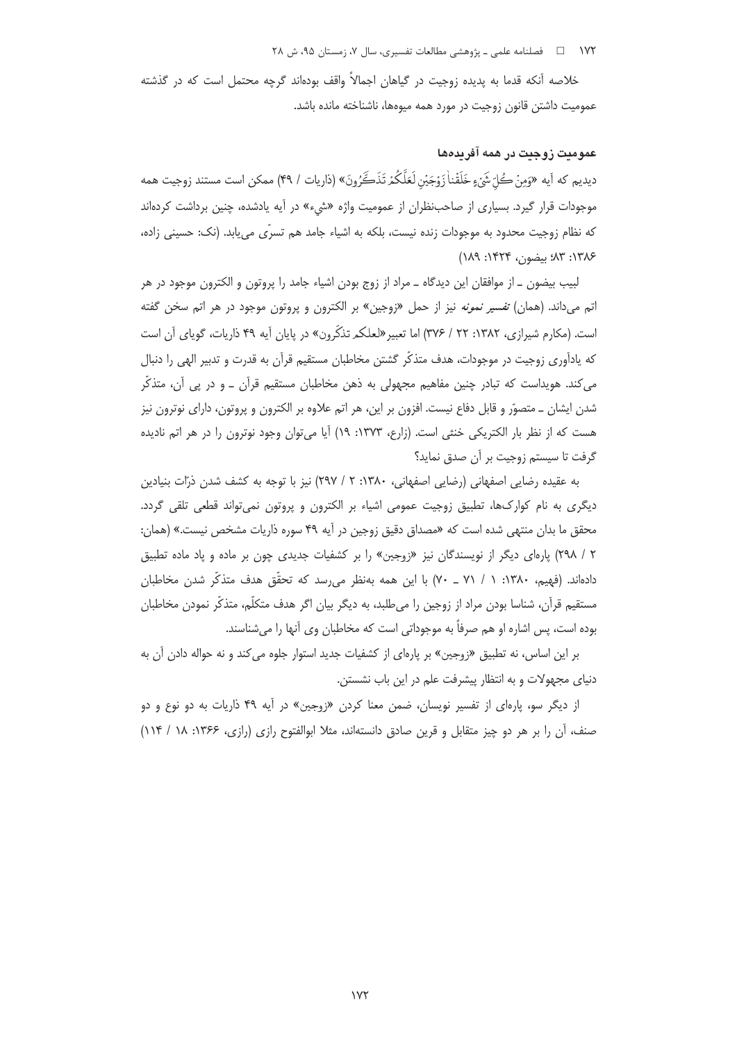خلاصه آنکه قدما به پدیده زوجیت در گیاهان اجمالاً واقف بوده‌اند گرچه محتمل است که در گذشته عمومیت داشتن قانون زوجیت در مورد همه میوه‌ها، ناشناخته مانده باشد.

### عمومیت زوجیت در همه آفریده‌ها

دیدیم که آیه «وَمِنْ كُلِّ شَيْءٍ خَلَقْنَا زَوْجَيْنِ لَعَلَّكُمْ تَذَكَّرُونَ» (ذاریات / ۴۹) ممکن است مستند زوجیت همه موجودات قرار گیرد. بسیاری از صاحب‌نظران از عمومیت واژه «شيء» در آیه یادشده، چنین برداشت کرده‌اند که نظام زوجیت محدود به موجودات زنده نیست، بلکه به اشیاء جامد هم تسرّی می‌یابد. (نک: حسینی زاده، ۱۳۸۶: ۸۳؛ بیضون، ۱۴۲۴: ۱۸۹)

لبیب بیضون ـ از موافقان این دیدگاه ـ مراد از زوج بودن اشیاء جامد را پروتون و الکترون موجود در هر اتم می‌داند. (همان) *تفسیر نمونه* نیز از حمل «زوجین» بر الکترون و پروتون موجود در هر اتم سخن گفته است. (مکارم شیرازی، ۱۳۸۲: ۲۲ / ۳۷۶) اما تعبیر «لعلکم تذکّرون» در پایان آیه ۴۹ ذاریات، گویای آن است که یادآوری زوجیت در موجودات، هدف متذکّر گشتن مخاطبان مستقیم قرآن به قدرت و تدبیر الهی را دنبال می‌کند. هویداست که تبادر چنین مفاهیم مجهولی به ذهن مخاطبان مستقیم قرآن ـ و در پی آن، متذکّر شدن ایشان ـ متصوّر و قابل دفاع نیست. افزون بر این، هر اتم علاوه بر الکترون و پروتون، دارای نوترون نیز هست که از نظر بار الکتریکی خنثی است. (زارع، ۱۳۷۳: ۱۹) آیا می‌توان وجود نوترون را در هر اتم نادیده گرفت تا سیستم زوجیت بر آن صدق نماید؟

به عقیده رضایی اصفهانی (رضایی اصفهانی، ۱۳۸۰: ۲ / ۲۹۷) نیز با توجه به کشف شدن ذرّات بنیادین دیگری به نام کوارک‌ها، تطبیق زوجیت عمومی اشیاء بر الکترون و پروتون نمی‌تواند قطعی تلقی گردد. محقق ما بدان منتهی شده است که «مصداق دقیق زوجین در آیه ۴۹ سوره ذاریات مشخص نیست.» (همان: ۲ / ۲۹۸) پاره‌ای دیگر از نویسندگان نیز «زوجین» را بر کشفیات جدیدی چون بر ماده و پاد ماده تطبیق داده‌اند. (فهیم، ۱۳۸۰: ۱ / ۷۱ ـ ۷۰) با این همه به‌نظر می‌رسد که تحقّق هدف متذکّر شدن مخاطبان مستقیم قرآن، شناسا بودن مراد از زوجین را می‌طلبد، به دیگر بیان اگر هدف متکلّم، متذکّر نمودن مخاطبان بوده است، پس اشاره او هم صرفاً به موجوداتی است که مخاطبان وی آنها را می‌شناسند.

بر این اساس، نه تطبیق «زوجین» بر پاره‌ای از کشفیات جدید استوار جلوه می‌کند و نه حواله دادن آن به دنیای مجهولات و به انتظار پیشرفت علم در این باب نشستن.

از دیگر سو، پاره‌ای از تفسیر نویسان، ضمن معنا کردن «زوجین» در آیه ۴۹ ذاریات به دو نوع و دو صنف، آن را بر هر دو چیز متقابل و قرین صادق دانسته‌اند، مثلا ابوالفتوح رازی (رازی، ۱۳۶۶: ۱۸ / ۱۱۴)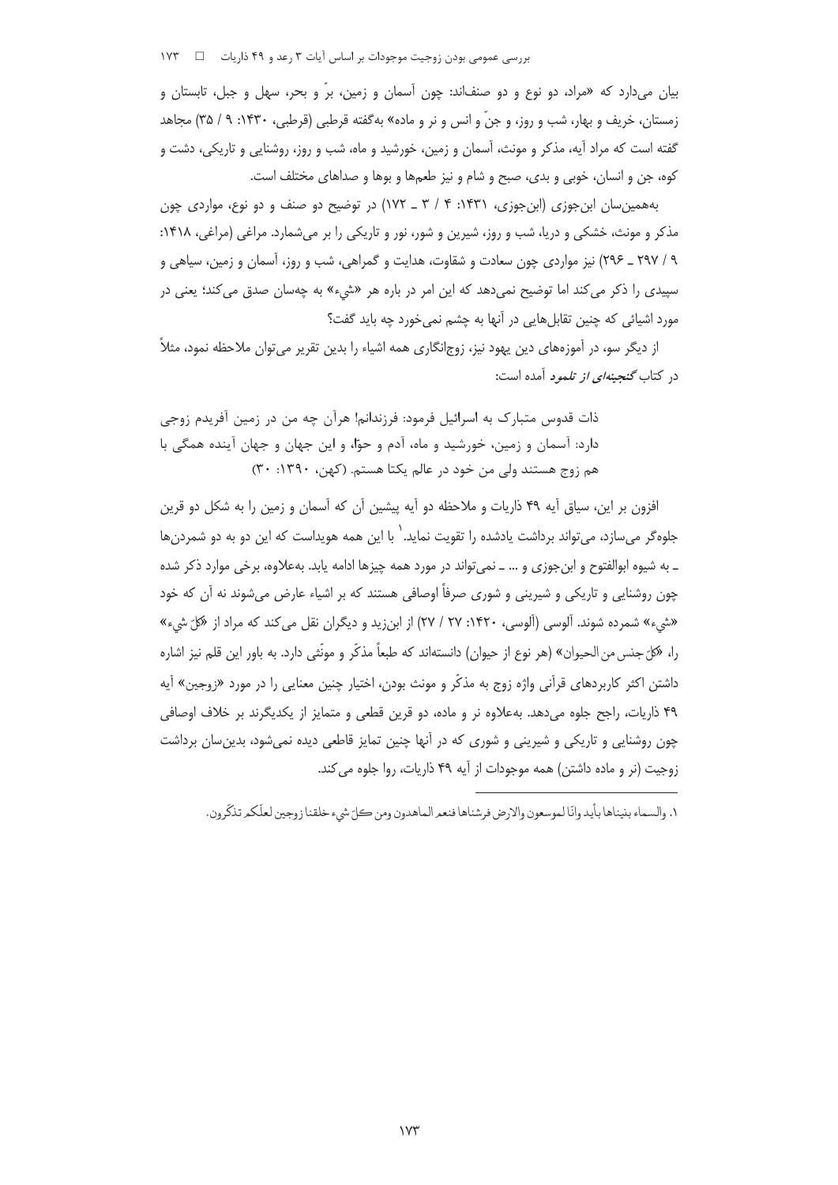بیان می‌دارد که «مراد، دو نوع و دو صنف‌اند: چون آسمان و زمین، برّ و بحر، سهل و جبل، تابستان و زمستان، خریف و بهار، شب و روز، و جنّ و انس و نر و ماده» به‌گفته قرطبی (قرطبی، ۱۴۳۰: ۹ / ۳۵) مجاهد گفته است که مراد آیه، مذکر و مونث، آسمان و زمین، خورشید و ماه، شب و روز، روشنایی و تاریکی، دشت و کوه، جن و انسان، خوبی و بدی، صبح و شام و نیز طعم‌ها و بوها و صداهای مختلف است.

به‌همین‌سان ابن‌جوزی (ابن‌جوزی، ۱۴۳۱: ۴ / ۳ ـ ۱۷۲) در توضیح دو صنف و دو نوع، مواردی چون مذکر و مونث، خشکی و دریا، شب و روز، شیرین و شور، نور و تاریکی را بر می‌شمارد. مراغی (مراغی، ۱۴۱۸: ۹ / ۲۹۷ ـ ۲۹۶) نیز مواردی چون سعادت و شقاوت، هدایت و گمراهی، شب و روز، آسمان و زمین، سیاهی و سپیدی را ذکر می‌کند اما توضیح نمی‌دهد که این امر در باره هر «شيء» به چه‌سان صدق می‌کند؛ یعنی در مورد اشیائی که چنین تقابل‌هایی در آنها به چشم نمی‌خورد چه باید گفت؟

از دیگر سو، در آموزه‌های دین یهود نیز، زوج‌انگاری همه اشیاء را بدین تقریر می‌توان ملاحظه نمود، مثلاً در کتاب *گنجینه‌ای از تلمود* آمده است:

> ذات قدوس متبارک به اسرائیل فرمود: فرزندانم! هرآن چه من در زمین آفریدم زوجی دارد: آسمان و زمین، خورشید و ماه، آدم و حوّا، و این جهان و جهان آینده همگی با هم زوج هستند ولی من خود در عالم یکتا هستم. (کهن، ۱۳۹۰: ۳۰)

افزون بر این، سیاق آیه ۴۹ ذاریات و ملاحظه دو آیه پیشین آن که آسمان و زمین را به شکل دو قرین جلوه‌گر می‌سازد، می‌تواند برداشت یادشده را تقویت نماید.[۱] با این همه هویداست که این دو به دو شمردن‌ها ـ به شیوه ابوالفتوح و ابن‌جوزی و ... ـ نمی‌تواند در مورد همه چیزها ادامه یابد. به‌علاوه، برخی موارد ذکر شده چون روشنایی و تاریکی و شیرینی و شوری صرفاً اوصافی هستند که بر اشیاء عارض می‌شوند نه آن که خود «شيء» شمرده شوند. آلوسی (آلوسی، ۱۴۲۰: ۲۷ / ۲۷) از ابن‌زید و دیگران نقل می‌کند که مراد از «کلّ شيء» را، «کلّ جنس من الحیوان» (هر نوع از حیوان) دانسته‌اند که طبعاً مذکّر و مونّثی دارد. به باور این قلم نیز اشاره داشتن اکثر کاربردهای قرآنی واژه زوج به مذکّر و مونث بودن، اختیار چنین معنایی را در مورد «زوجین» آیه ۴۹ ذاریات، راجح جلوه می‌دهد. به‌علاوه نر و ماده، دو قرین قطعی و متمایز از یکدیگرند بر خلاف اوصافی چون روشنایی و تاریکی و شیرینی و شوری که در آنها چنین تمایز قاطعی دیده نمی‌شود، بدین‌سان برداشت زوجیت (نر و ماده داشتن) همه موجودات از آیه ۴۹ ذاریات، روا جلوه می‌کند.

---

۱. والسماء بنیناها بأید وانّا لموسعون والارض فرشناها فنعم الماهدون ومن کلّ شيء خلقنا زوجین لعلّکم تذکّرون.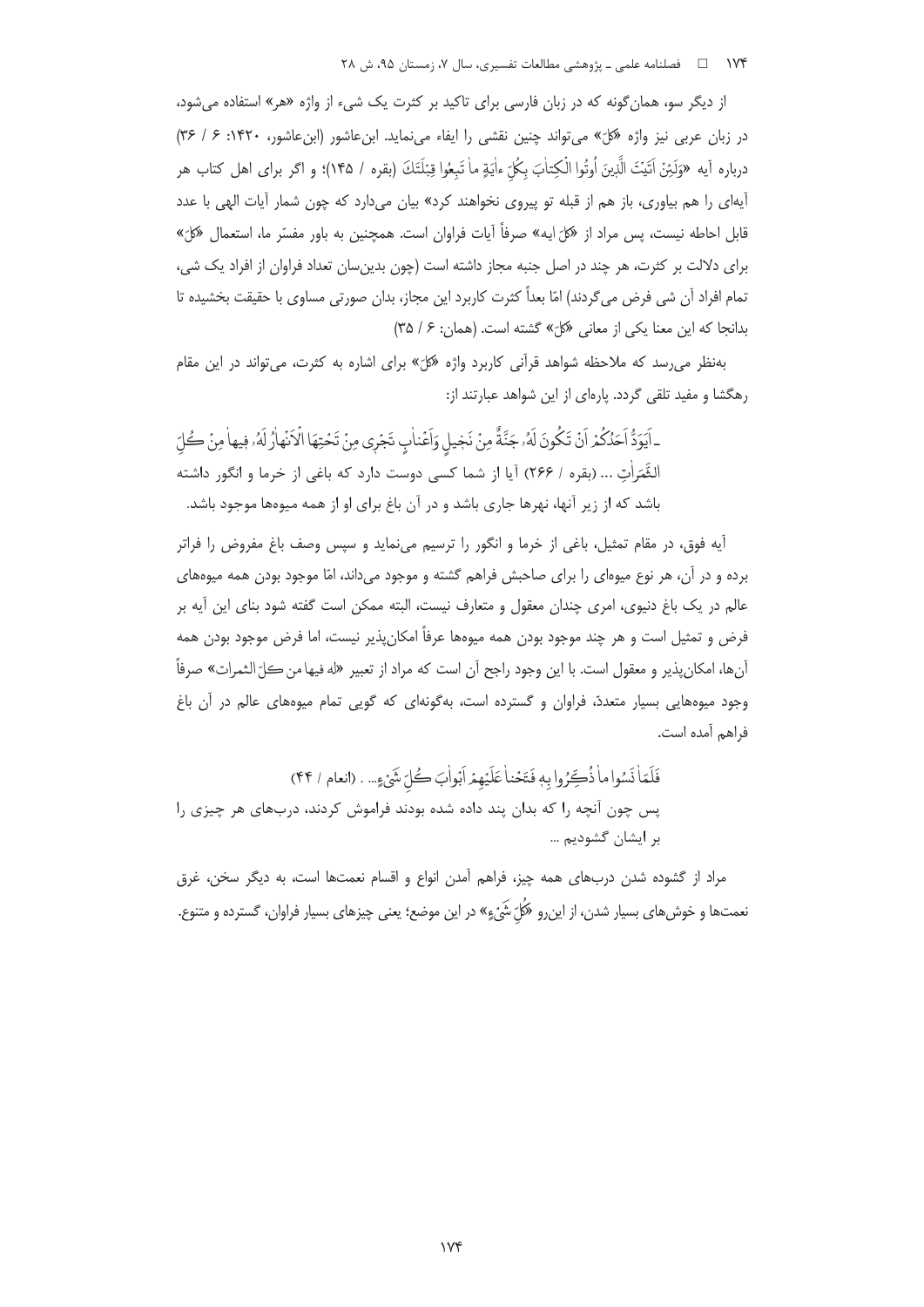از دیگر سو، همان‌گونه که در زبان فارسی برای تاکید بر کثرت یک شیء از واژه «هر» استفاده می‌شود، در زبان عربی نیز واژه «کلّ» می‌تواند چنین نقشی را ایفاء می‌نماید. ابن‌عاشور (ابن‌عاشور، ۱۴۲۰: ۶ / ۳۶) درباره آیه «وَلَئِنْ اَتَیْتَ الَّذِینَ اُوتُوا الْکِتابَ بِکُلِّ ءایَةٍ ما تَبِعُوا قِبْلَتَکَ (بقره / ۱۴۵)؛ و اگر برای اهل کتاب هر آیه‌ای را هم بیاوری، باز هم از قبله تو پیروی نخواهند کرد» بیان می‌دارد که چون شمار آیات الهی با عدد قابل احاطه نیست، پس مراد از «کلّ ایه» صرفاً آیات فراوان است. همچنین به باور مفسّر ما، استعمال «کلّ» برای دلالت بر کثرت، هر چند در اصل جنبه مجاز داشته است (چون بدین‌سان تعداد فراوان از افراد یک شی، تمام افراد آن شی فرض می‌گردند) امّا بعداً کثرت کاربرد این مجاز، بدان صورتی مساوی با حقیقت بخشیده تا بدانجا که این معنا یکی از معانی «کلّ» گشته است. (همان: ۶ / ۳۵)

به‌نظر می‌رسد که ملاحظه شواهد قرآنی کاربرد واژه «کلّ» برای اشاره به کثرت، می‌تواند در این مقام رهگشا و مفید تلقی گردد. پاره‌ای از این شواهد عبارتند از:

ـ اَیَوَدُّ اَحَدُکُمْ اَنْ تَکُونَ لَهُ جَنَّةٌ مِنْ نَخِیلٍ وَاَعْنابٍ تَجْرِی مِنْ تَحْتِهَا الْاَنْهارُ لَهُ فِیها مِنْ کُلِّ الثَّمَراتِ ... (بقره / ۲۶۶) آیا از شما کسی دوست دارد که باغی از خرما و انگور داشته باشد که از زیر آنها، نهرها جاری باشد و در آن باغ برای او از همه میوه‌ها موجود باشد.

آیه فوق، در مقام تمثیل، باغی از خرما و انگور را ترسیم می‌نماید و سپس وصف باغ مفروض را فراتر برده و در آن، هر نوع میوه‌ای را برای صاحبش فراهم گشته و موجود می‌داند، امّا موجود بودن همه میوه‌های عالم در یک باغ دنیوی، امری چندان معقول و متعارف نیست، البته ممکن است گفته شود بنای این آیه بر فرض و تمثیل است و هر چند موجود بودن همه میوه‌ها عرفاً امکان‌پذیر نیست، اما فرض موجود بودن همه آن‌ها، امکان‌پذیر و معقول است. با این وجود راجح آن است که مراد از تعبیر «له فیها من کلّ الثمرات» صرفاً وجود میوه‌هایی بسیار متعدّ، فراوان و گسترده است، به‌گونه‌ای که گویی تمام میوه‌های عالم در آن باغ فراهم آمده است.

فَلَمّا نَسُوا ما ذُکِّرُوا بِهِ فَتَحْنا عَلَیْهِمْ اَبْوابَ کُلِّ شَیْءٍ... . (انعام / ۴۴)
پس چون آنچه را که بدان پند داده شده بودند فراموش کردند، درب‌های هر چیزی را بر ایشان گشودیم ...

مراد از گشوده شدن درب‌های همه چیز، فراهم آمدن انواع و اقسام نعمت‌ها است، به دیگر سخن، غرق نعمت‌ها و خوش‌های بسیار شدن، از این‌رو «کُلِّ شَیْءٍ» در این موضع؛ یعنی چیزهای بسیار فراوان، گسترده و متنوع.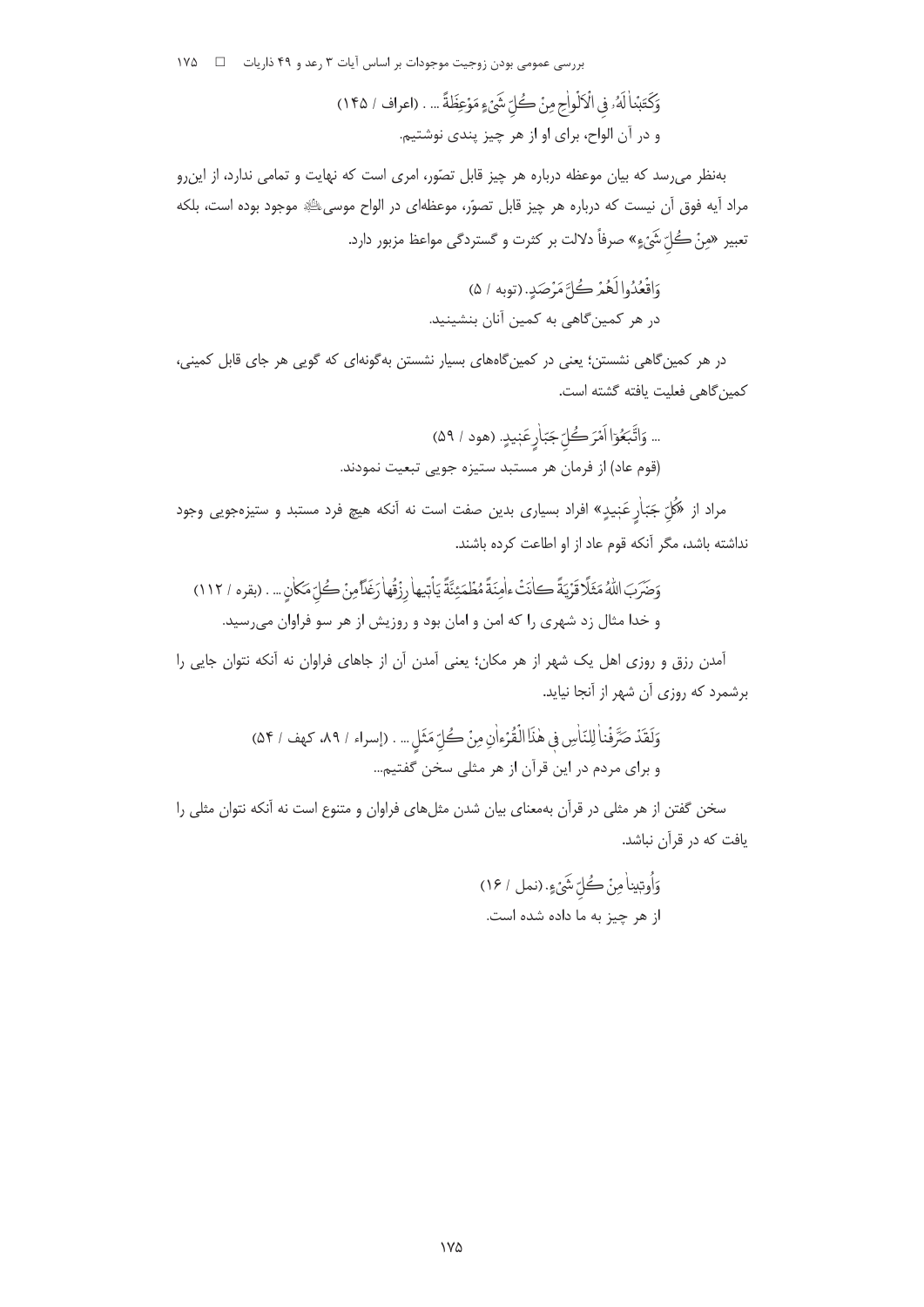وَكَتَبْنا لَهُ فِي الْأَلْواحِ مِنْ كُلِّ شَيْءٍ مَوْعِظَةً ... . (اعراف / ۱۴۵)

و در آن الواح، برای او از هر چیز پندی نوشتیم.

به‌نظر می‌رسد که بیان موعظه درباره هر چیز قابل تصّور، امری است که نهایت و تمامی ندارد، از این‌رو مراد آیه فوق آن نیست که درباره هر چیز قابل تصوّر، موعظه‌ای در الواح موسی علیه السلام موجود بوده است، بلکه تعبیر «مِنْ كُلِّ شَيْءٍ» صرفاً دلالت بر کثرت و گستردگی مواعظ مزبور دارد.

وَاقْعُدُوا لَهُمْ كُلَّ مَرْصَدٍ. (توبه / ۵)

در هر کمین‌گاهی به کمین آنان بنشینید.

در هر کمین‌گاهی نشستن؛ یعنی در کمین‌گاه‌های بسیار نشستن به‌گونه‌ای که گویی هر جای قابل کمینی، کمین‌گاهی فعلیت یافته گشته است.

... وَاتَّبَعُوا أَمْرَ كُلِّ جَبَّارٍ عَنِيدٍ. (هود / ۵۹)

(قوم عاد) از فرمان هر مستبد ستیزه جویی تبعیت نمودند.

مراد از «كُلِّ جَبَّارٍ عَنِيدٍ» افراد بسیاری بدین صفت است نه آنکه هیچ فرد مستبد و ستیزه‌جویی وجود نداشته باشد، مگر آنکه قوم عاد از او اطاعت کرده باشند.

وَضَرَبَ اللَّهُ مَثَلًا قَرْيَةً كَانَتْ آمِنَةً مُطْمَئِنَّةً يَأْتِيهَا رِزْقُهَا رَغَدًا مِنْ كُلِّ مَكَانٍ ... . (بقره / ۱۱۲)

و خدا مثال زد شهری را که امن و امان بود و روزیش از هر سو فراوان می‌رسید.

آمدن رزق و روزی اهل یک شهر از هر مکان؛ یعنی آمدن آن از جاهای فراوان نه آنکه نتوان جایی را برشمرد که روزی آن شهر از آنجا نیاید.

وَلَقَدْ صَرَّفْنَا لِلنَّاسِ فِي هَذَا الْقُرْآنِ مِنْ كُلِّ مَثَلٍ ... . (إسراء / ۸۹، کهف / ۵۴)

و برای مردم در این قرآن از هر مثلی سخن گفتیم...

سخن گفتن از هر مثلی در قرآن به‌معنای بیان شدن مثل‌های فراوان و متنوع است نه آنکه نتوان مثلی را یافت که در قرآن نباشد.

وَأُوتِينَا مِنْ كُلِّ شَيْءٍ. (نمل / ۱۶)

از هر چیز به ما داده شده است.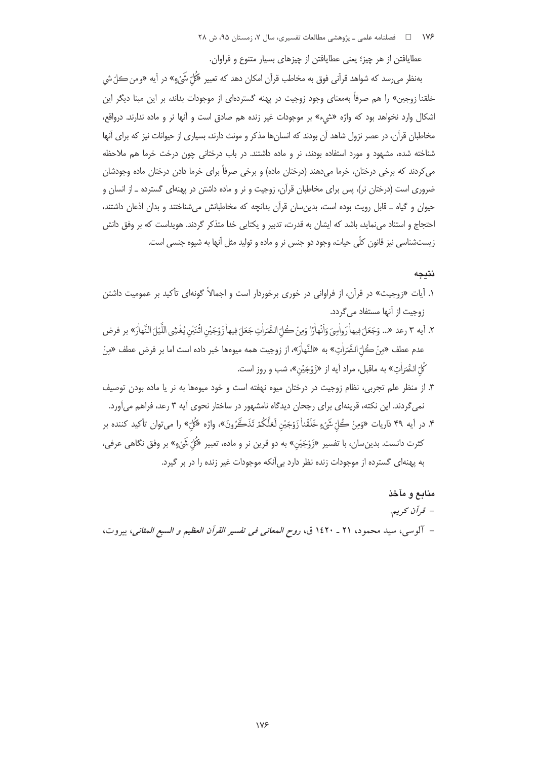عطایافتن از هر چیز؛ یعنی عطایافتن از چیزهای بسیار متنوع و فراوان.

به‌نظر می‌رسد که شواهد قرآنی فوق به مخاطب قرآن امکان دهد که تعبیر «كُلِّ شَيْءٍ» در آیه «ومن کلّ شي خلقنا زوجین» را هم صرفاً به‌معنای وجود زوجیت در پهنه گسترده‌ای از موجودات بداند، بر این مبنا دیگر این اشکال وارد نخواهد بود که واژه «شيء» بر موجودات غیر زنده هم صادق است و آنها نر و ماده ندارند. درواقع، مخاطبان قرآن، در عصر نزول شاهد آن بودند که انسان‌ها مذکر و مونث دارند، بسیاری از حیوانات نیز که برای آنها شناخته شده، مشهود و مورد استفاده بودند، نر و ماده داشتند. در باب درختانی چون درخت خرما هم ملاحظه می‌کردند که برخی درختان، خرما می‌دهند (درختان ماده) و برخی صرفاً برای خرما دادن درختان ماده وجودشان ضروری است (درختان نر)، پس برای مخاطبان قرآن، زوجیت و نر و ماده داشتن در پهنه‌ای گسترده ـ از انسان و حیوان و گیاه ـ قابل رویت بوده است، بدین‌سان قرآن بدانچه که مخاطبانش می‌شناختند و بدان اذعان داشتند، احتجاج و استناد می‌نماید، باشد که ایشان به قدرت، تدبیر و یکتایی خدا متذکر گردند. هویداست که بر وفق دانش زیست‌شناسی نیز قانون کلّی حیات، وجود دو جنس نر و ماده و تولید مثل آنها به شیوه جنسی است.

## نتیجه

۱. آیات «زوجیت» در قرآن، از فراوانی در خوری برخوردار است و اجمالاً گونه‌ای تأکید بر عمومیت داشتن زوجیت از آنها مستفاد می‌گردد.

۲. آیه ۳ رعد «... وَجَعَلَ فِيهَا رَوَاسِيَ وَأَنْهَارًا وَمِنْ كُلِّ الثَّمَرَاتِ جَعَلَ فِيهَا زَوْجَيْنِ اثْنَيْنِ يُغْشِي اللَّيْلَ النَّهَارَ» بر فرض عدم عطف «مِنْ كُلِّ الثَّمَرَاتِ» به «النَّهَارَ»، از زوجیت همه میوه‌ها خبر داده است اما بر فرض عطف «مِنْ كُلِّ الثَّمَرَاتِ» به ماقبل، مراد آیه از «زَوْجَيْنِ»، شب و روز است.

۳. از منظر علم تجربی، نظام زوجیت در درختان میوه نهفته است و خود میوه‌ها به نر یا ماده بودن توصیف نمی‌گردند. این نکته، قرینه‌ای برای رجحان دیدگاه نامشهور در ساختار نحوی آیه ۳ رعد، فراهم می‌آورد.

۴. در آیه ۴۹ ذاریات «وَمِنْ كُلِّ شَيْءٍ خَلَقْنَا زَوْجَيْنِ لَعَلَّكُمْ تَذَكَّرُونَ»، واژه «كُلِّ» را می‌توان تأکید کننده بر کثرت دانست. بدین‌سان، با تفسیر «زَوْجَيْنِ» به دو قرین نر و ماده، تعبیر «كُلِّ شَيْءٍ» بر وفق نگاهی عرفی، به پهنه‌ای گسترده از موجودات زنده نظر دارد بی‌آنکه موجودات غیر زنده را در بر گیرد.

## منابع و مآخذ

- *قرآن کریم.*
- آلوسی، سید محمود، ۲۱ ـ ۱۴۲۰ ق، *روح المعانی فی تفسیر القرآن العظیم و السبع المثانی*، بیروت،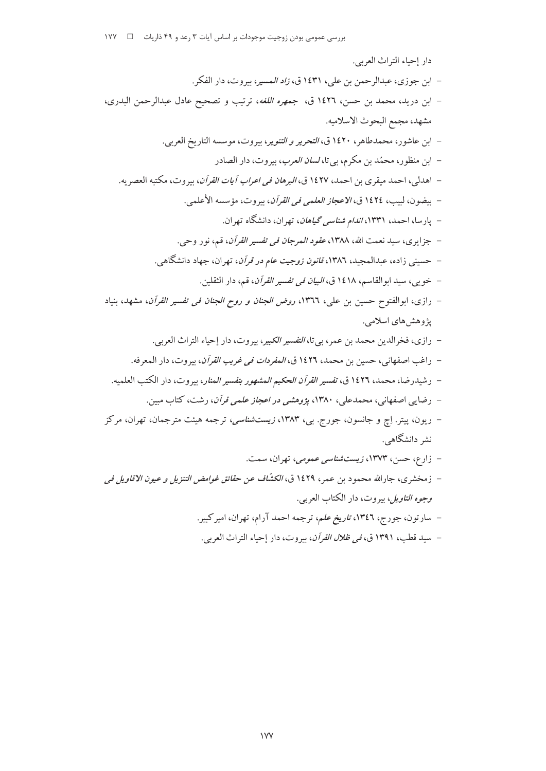دار إحیاء التراث العربی.

- ابن جوزی، عبدالرحمن بن علی، ۱٤٣١ ق، *زاد المسیر*، بیروت، دار الفکر.
- ابن درید، محمد بن حسن، ۱٤٢٦ ق، *جمهره اللغه*، ترتیب و تصحیح عادل عبدالرحمن البدری، مشهد، مجمع البحوث الاسلامیه.
- ابن عاشور، محمدطاهر، ۱٤٢٠ ق، *التحریر و التنویر*، بیروت، موسسه التاریخ العربی.
- ابن منظور، محمّد بن مکرم، بی‌تا، *لسان العرب*، بیروت، دار الصادر
- اهدلی، احمد میقری بن احمد، ۱٤٢٧ ق، *البرهان فی اعراب آیات القرآن*، بیروت، مکتبه العصریه.
- بیضون، لبیب، ۱٤٢٤ ق، *الاعجاز العلمی فی القرآن*، بیروت، مؤسسه الأعلمی.
- پارسا، احمد، ۱۳۳۱، *اندام شناسی گیاهان*، تهران، دانشگاه تهران.
- جزایری، سید نعمت الله، ۱۳۸۸، *عقود المرجان فی تفسیر القرآن*، قم، نور وحی.
- حسینی زاده، عبدالمجید، ۱۳۸٦، *قانون زوجیت عام در قرآن*، تهران، جهاد دانشگاهی.
- خویی، سید ابوالقاسم، ۱٤١٨ ق، *البیان فی تفسیر القرآن*، قم، دار الثقلین.
- رازی، ابوالفتوح حسین بن علی، ۱۳٦٦، *روض الجنان و روح الجنان فی تفسیر القرآن*، مشهد، بنیاد پژوهش‌های اسلامی.
- رازی، فخرالدین محمد بن عمر، بی‌تا، *التفسیر الکبیر*، بیروت، دار إحیاء التراث العربی.
- راغب اصفهانی، حسین بن محمد، ۱٤٢٦ ق، *المفردات فی غریب القرآن*، بیروت، دار المعرفه.
- رشیدرضا، محمد، ۱٤٢٦ ق، *تفسیر القرآن الحکیم المشهور بتفسیر المنار*، بیروت، دار الکتب العلمیه.
- رضایی اصفهانی، محمدعلی، ۱۳۸۰، *پژوهشی در اعجاز علمی قرآن*، رشت، کتاب مبین.
- ریون، پیتر. اِچ و جانسون، جورج. بی، ۱۳۸۳، *زیست‌شناسی*، ترجمه هیئت مترجمان، تهران، مرکز نشر دانشگاهی.
- زارع، حسن، ۱۳۷۳، *زیست‌شناسی عمومی*، تهران، سمت.
- زمخشری، جارالله محمود بن عمر، ۱٤٢٩ ق، *الکشّاف عن حقائق غوامض التنزیل و عیون الاقاویل فی وجوه التاویل*، بیروت، دار الکتاب العربی.
- سارتون، جورج، ۱۳٤٦، *تاریخ علم*، ترجمه احمد آرام، تهران، امیرکبیر.
- سید قطب، ۱۳۹۱ ق، *فی ظلال القرآن*، بیروت، دار إحیاء التراث العربی.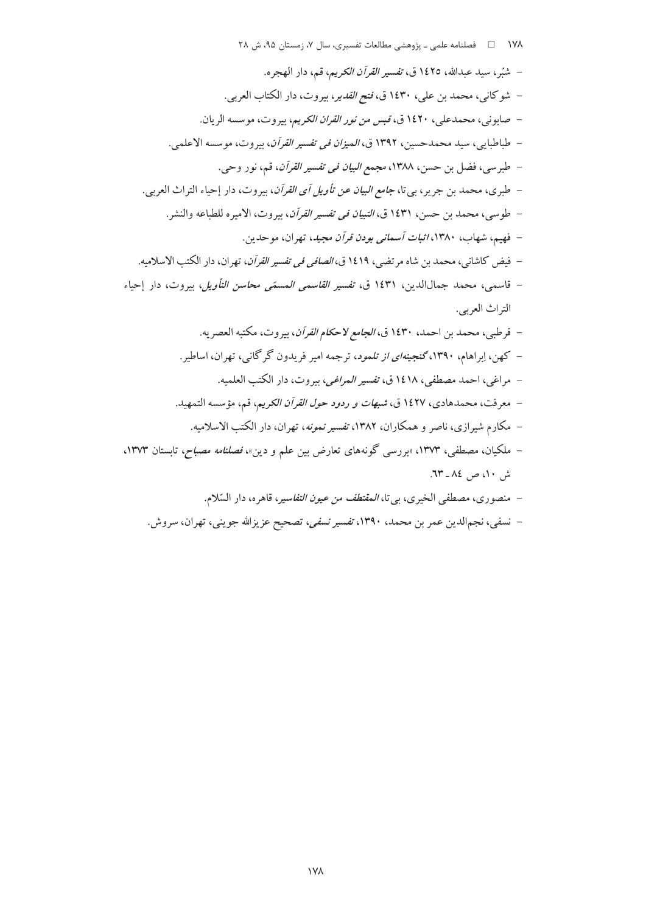- شبّر، سید عبدالله، ۱٤۲٥ ق، *تفسیر القرآن الکریم*، قم، دار الهجره.
- شوکانی، محمد بن علی، ۱٤۳۰ ق، *فتح القدیر*، بیروت، دار الکتاب العربی.
- صابونی، محمدعلی، ۱٤۲۰ ق، *قبس من نور القران الکریم*، بیروت، موسسه الریان.
- طباطبایی، سید محمدحسین، ۱۳۹۲ ق، *المیزان فی تفسیر القرآن*، بیروت، موسسه الاعلمی.
- طبرسی، فضل بن حسن، ۱۳۸۸، *مجمع البیان فی تفسیر القرآن*، قم، نور وحی.
- طبری، محمد بن جریر، بی‌تا، *جامع البیان عن تأویل آی القرآن*، بیروت، دار إحیاء التراث العربی.
- طوسی، محمد بن حسن، ۱٤۳۱ ق، *التبیان فی تفسیر القرآن*، بیروت، الامیره للطباعه والنشر.
- فهیم، شهاب، ۱۳۸۰، *اثبات آسمانی بودن قرآن مجید*، تهران، موحدین.
- فیض کاشانی، محمد بن شاه مرتضی، ۱٤۱۹ ق، *الصافی فی تفسیر القرآن*، تهران، دار الکتب الاسلامیه.
- قاسمی، محمد جمال‌الدین، ۱٤۳۱ ق، *تفسیر القاسمی المسمّی محاسن التأویل*، بیروت، دار إحیاء التراث العربی.
- قرطبی، محمد بن احمد، ۱٤۳۰ ق، *الجامع لاحکام القرآن*، بیروت، مکتبه العصریه.
- کهن، إبراهام، ۱۳۹۰، *گنجینه‌ای از تلمود*، ترجمه امیر فریدون گرگانی، تهران، اساطیر.
- مراغی، احمد مصطفی، ۱٤۱۸ ق، *تفسیر المراغی*، بیروت، دار الکتب العلمیه.
- معرفت، محمدهادی، ۱٤۲۷ ق، *شبهات و ردود حول القرآن الکریم*، قم، مؤسسه التمهید.
- مکارم شیرازی، ناصر و همکاران، ۱۳۸۲، *تفسیر نمونه*، تهران، دار الکتب الاسلامیه.
- ملکیان، مصطفی، ۱۳۷۳، «بررسی گونه‌های تعارض بین علم و دین»، *فصلنامه مصباح*، تابستان ۱۳۷۳، ش ۱۰، ص ۸٤ـ٦۳.
- منصوری، مصطفی الخیری، بی‌تا، *المقتطف من عیون التفاسیر*، قاهره، دار السّلام.
- نسفی، نجم‌الدین عمر بن محمد، ۱۳۹۰، *تفسیر نسفی*، تصحیح عزیزالله جوینی، تهران، سروش.